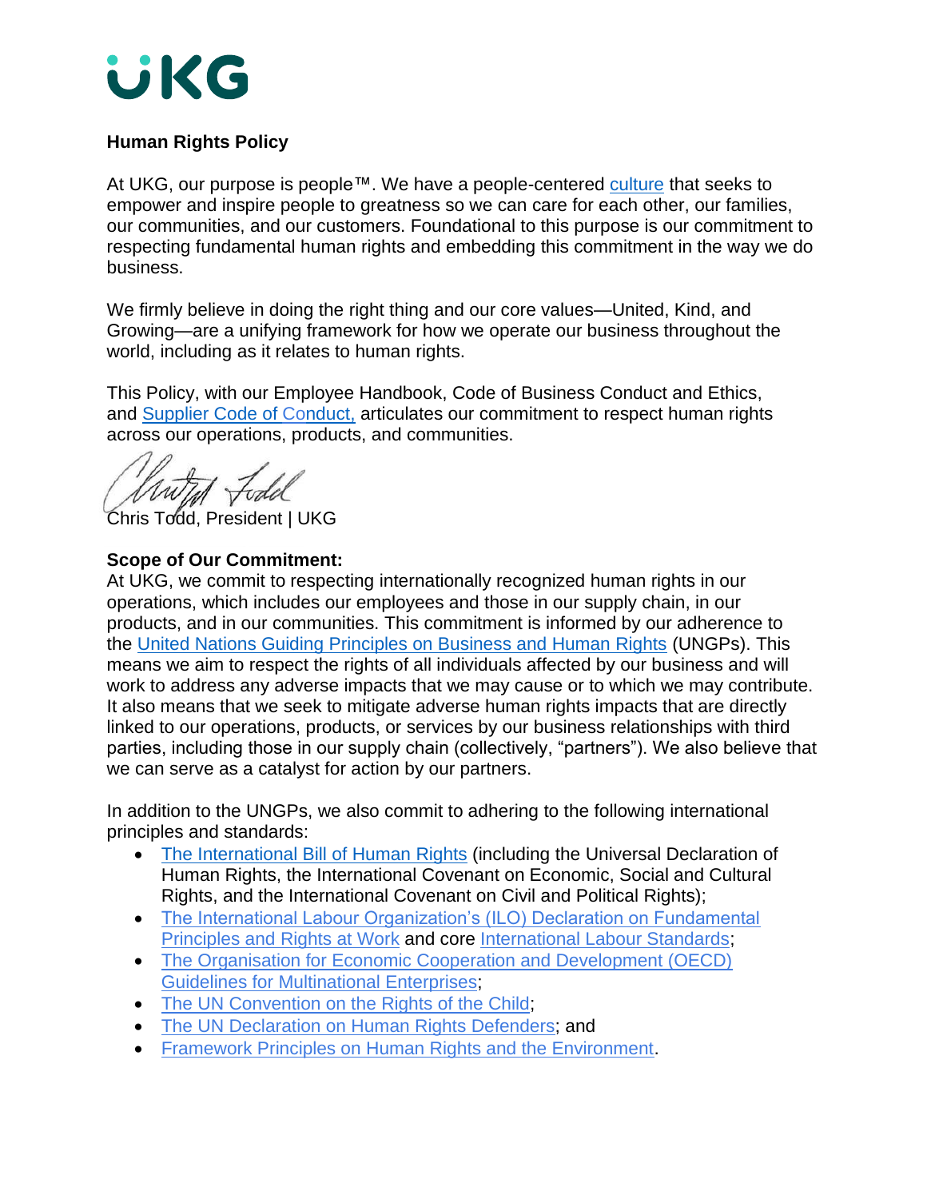UKG

**Human Rights Policy**

At UKG, our purpose is people™. We have a people-centered culture that seeks to empower and inspire people to greatness so we can care for each other, our families, our communities, and our customers. Foundational to this purpose is our commitment to respecting fundamental human rights and embedding this commitment in the way we do business.

We firmly believe in doing the right thing and our core values—United, Kind, and Growing—are a unifying framework for how we operate our business throughout the world, including as it relates to human rights.

This Policy, with our Employee Handbook, Code of Business Conduct and Ethics, and Supplier Code of Conduct, articulates our commitment to respect human rights across our operations, products, and communities.

Chris Todd, President | UKG

**Scope of Our Commitment:**

At UKG, we commit to respecting internationally recognized human rights in our operations, which includes our employees and those in our supply chain, in our products, and in our communities. This commitment is informed by our adherence to the United Nations Guiding Principles on Business and Human Rights (UNGPs). This means we aim to respect the rights of all individuals affected by our business and will work to address any adverse impacts that we may cause or to which we may contribute. It also means that we seek to mitigate adverse human rights impacts that are directly linked to our operations, products, or services by our business relationships with third parties, including those in our supply chain (collectively, "partners"). We also believe that we can serve as a catalyst for action by our partners.

In addition to the UNGPs, we also commit to adhering to the following international principles and standards:

- The International Bill of Human Rights (including the Universal Declaration of Human Rights, the International Covenant on Economic, Social and Cultural Rights, and the International Covenant on Civil and Political Rights);
- The International Labour Organization's (ILO) Declaration on Fundamental Principles and Rights at Work and core International Labour Standards;
- The Organisation for Economic Cooperation and Development (OECD) Guidelines for Multinational Enterprises;
- The UN Convention on the Rights of the Child;
- The UN Declaration on Human Rights Defenders; and
- Framework Principles on Human Rights and the Environment.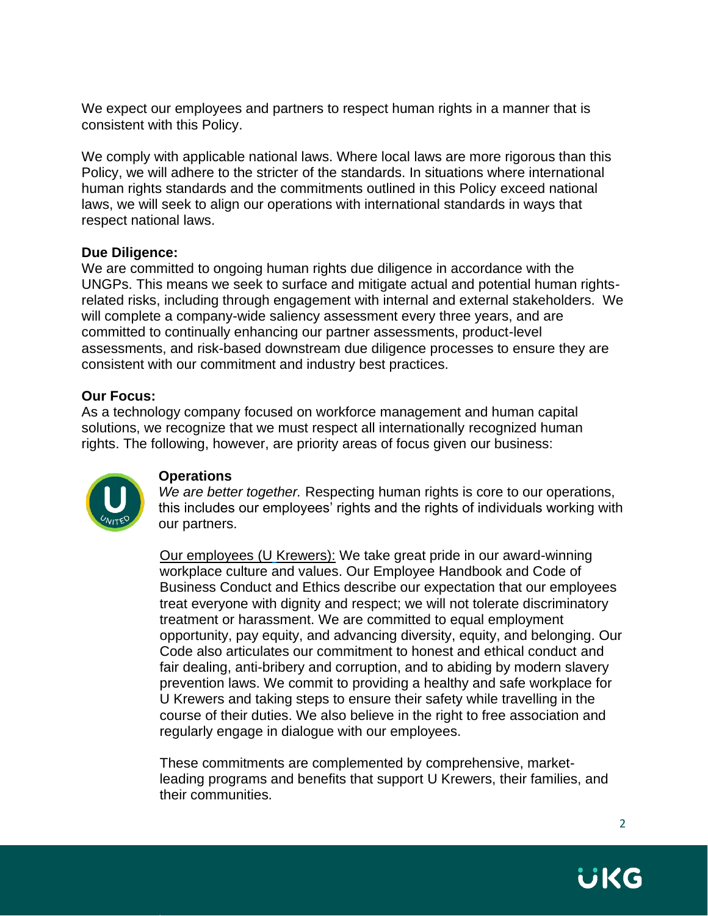We expect our employees and partners to respect human rights in a manner that is consistent with this Policy.

We comply with applicable national laws. Where local laws are more rigorous than this Policy, we will adhere to the stricter of the standards. In situations where international human rights standards and the commitments outlined in this Policy exceed national laws, we will seek to align our operations with international standards in ways that respect national laws.

**Due Diligence:**
We are committed to ongoing human rights due diligence in accordance with the UNGPs. This means we seek to surface and mitigate actual and potential human rights-related risks, including through engagement with internal and external stakeholders. We will complete a company-wide saliency assessment every three years, and are committed to continually enhancing our partner assessments, product-level assessments, and risk-based downstream due diligence processes to ensure they are consistent with our commitment and industry best practices.

**Our Focus:**
As a technology company focused on workforce management and human capital solutions, we recognize that we must respect all internationally recognized human rights. The following, however, are priority areas of focus given our business:

**Operations**
*We are better together.* Respecting human rights is core to our operations, this includes our employees' rights and the rights of individuals working with our partners.

Our employees (U Krewers): We take great pride in our award-winning workplace culture and values. Our Employee Handbook and Code of Business Conduct and Ethics describe our expectation that our employees treat everyone with dignity and respect; we will not tolerate discriminatory treatment or harassment. We are committed to equal employment opportunity, pay equity, and advancing diversity, equity, and belonging. Our Code also articulates our commitment to honest and ethical conduct and fair dealing, anti-bribery and corruption, and to abiding by modern slavery prevention laws. We commit to providing a healthy and safe workplace for U Krewers and taking steps to ensure their safety while travelling in the course of their duties. We also believe in the right to free association and regularly engage in dialogue with our employees.

These commitments are complemented by comprehensive, market-leading programs and benefits that support U Krewers, their families, and their communities.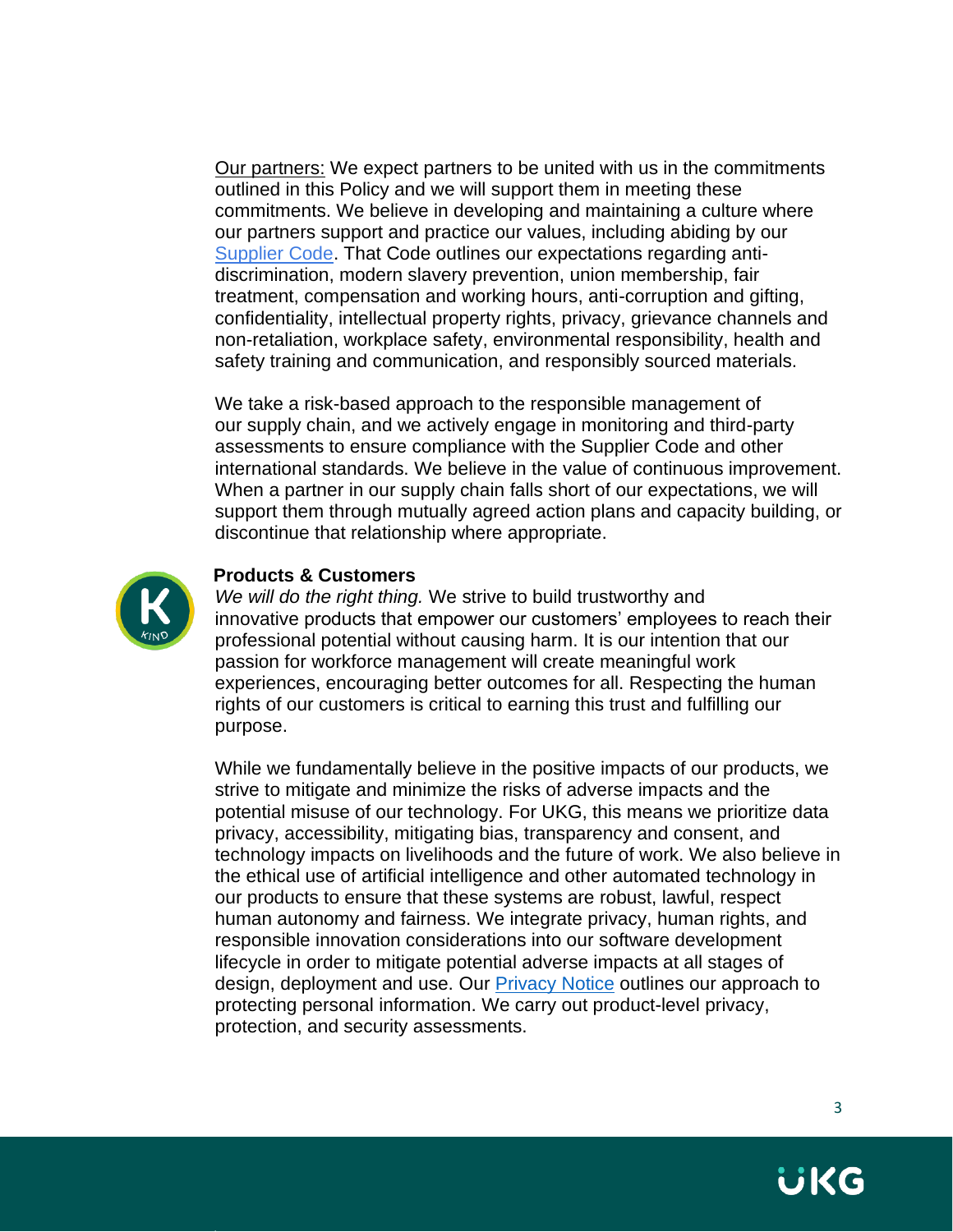Our partners: We expect partners to be united with us in the commitments outlined in this Policy and we will support them in meeting these commitments. We believe in developing and maintaining a culture where our partners support and practice our values, including abiding by our [Supplier Code](). That Code outlines our expectations regarding anti-discrimination, modern slavery prevention, union membership, fair treatment, compensation and working hours, anti-corruption and gifting, confidentiality, intellectual property rights, privacy, grievance channels and non-retaliation, workplace safety, environmental responsibility, health and safety training and communication, and responsibly sourced materials.

We take a risk-based approach to the responsible management of our supply chain, and we actively engage in monitoring and third-party assessments to ensure compliance with the Supplier Code and other international standards. We believe in the value of continuous improvement. When a partner in our supply chain falls short of our expectations, we will support them through mutually agreed action plans and capacity building, or discontinue that relationship where appropriate.

**Products & Customers**

*We will do the right thing.* We strive to build trustworthy and innovative products that empower our customers' employees to reach their professional potential without causing harm. It is our intention that our passion for workforce management will create meaningful work experiences, encouraging better outcomes for all. Respecting the human rights of our customers is critical to earning this trust and fulfilling our purpose.

While we fundamentally believe in the positive impacts of our products, we strive to mitigate and minimize the risks of adverse impacts and the potential misuse of our technology. For UKG, this means we prioritize data privacy, accessibility, mitigating bias, transparency and consent, and technology impacts on livelihoods and the future of work. We also believe in the ethical use of artificial intelligence and other automated technology in our products to ensure that these systems are robust, lawful, respect human autonomy and fairness. We integrate privacy, human rights, and responsible innovation considerations into our software development lifecycle in order to mitigate potential adverse impacts at all stages of design, deployment and use. Our [Privacy Notice]() outlines our approach to protecting personal information. We carry out product-level privacy, protection, and security assessments.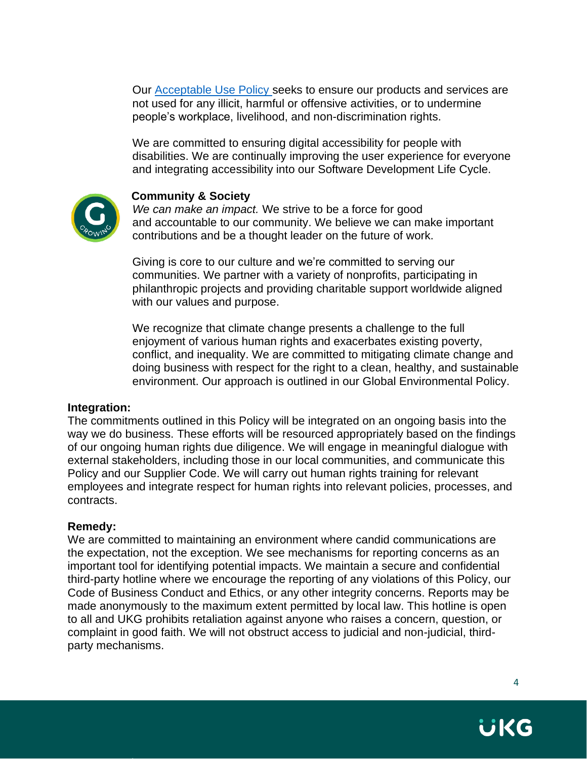Our [Acceptable Use Policy](#) seeks to ensure our products and services are not used for any illicit, harmful or offensive activities, or to undermine people's workplace, livelihood, and non-discrimination rights.

We are committed to ensuring digital accessibility for people with disabilities. We are continually improving the user experience for everyone and integrating accessibility into our Software Development Life Cycle.

**Community & Society**

*We can make an impact.* We strive to be a force for good and accountable to our community. We believe we can make important contributions and be a thought leader on the future of work.

Giving is core to our culture and we're committed to serving our communities. We partner with a variety of nonprofits, participating in philanthropic projects and providing charitable support worldwide aligned with our values and purpose.

We recognize that climate change presents a challenge to the full enjoyment of various human rights and exacerbates existing poverty, conflict, and inequality. We are committed to mitigating climate change and doing business with respect for the right to a clean, healthy, and sustainable environment. Our approach is outlined in our Global Environmental Policy.

**Integration:**

The commitments outlined in this Policy will be integrated on an ongoing basis into the way we do business. These efforts will be resourced appropriately based on the findings of our ongoing human rights due diligence. We will engage in meaningful dialogue with external stakeholders, including those in our local communities, and communicate this Policy and our Supplier Code. We will carry out human rights training for relevant employees and integrate respect for human rights into relevant policies, processes, and contracts.

**Remedy:**

We are committed to maintaining an environment where candid communications are the expectation, not the exception. We see mechanisms for reporting concerns as an important tool for identifying potential impacts. We maintain a secure and confidential third-party hotline where we encourage the reporting of any violations of this Policy, our Code of Business Conduct and Ethics, or any other integrity concerns. Reports may be made anonymously to the maximum extent permitted by local law. This hotline is open to all and UKG prohibits retaliation against anyone who raises a concern, question, or complaint in good faith. We will not obstruct access to judicial and non-judicial, third-party mechanisms.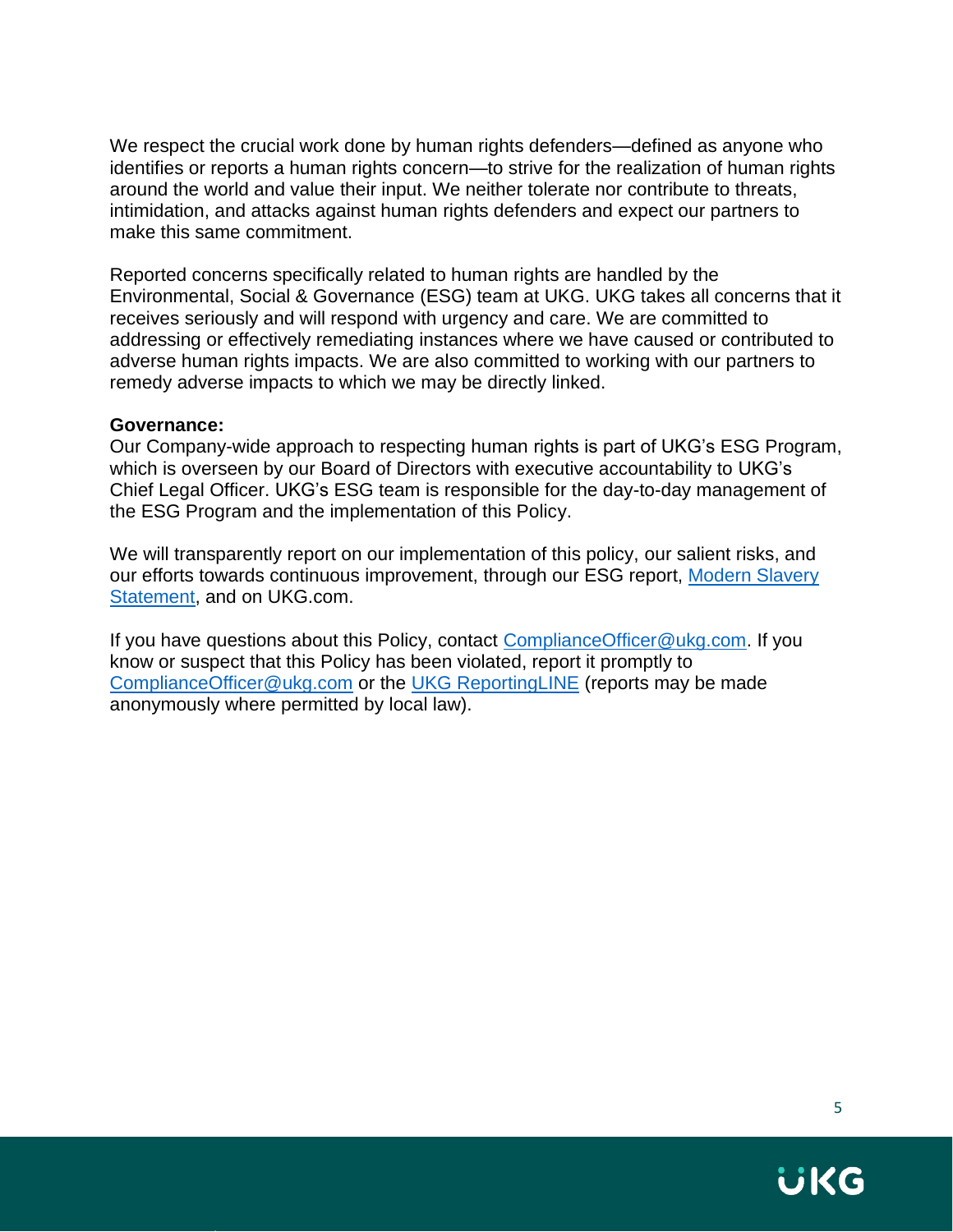We respect the crucial work done by human rights defenders—defined as anyone who identifies or reports a human rights concern—to strive for the realization of human rights around the world and value their input. We neither tolerate nor contribute to threats, intimidation, and attacks against human rights defenders and expect our partners to make this same commitment.

Reported concerns specifically related to human rights are handled by the Environmental, Social & Governance (ESG) team at UKG. UKG takes all concerns that it receives seriously and will respond with urgency and care. We are committed to addressing or effectively remediating instances where we have caused or contributed to adverse human rights impacts. We are also committed to working with our partners to remedy adverse impacts to which we may be directly linked.

**Governance:**

Our Company-wide approach to respecting human rights is part of UKG's ESG Program, which is overseen by our Board of Directors with executive accountability to UKG's Chief Legal Officer. UKG's ESG team is responsible for the day-to-day management of the ESG Program and the implementation of this Policy.

We will transparently report on our implementation of this policy, our salient risks, and our efforts towards continuous improvement, through our ESG report, Modern Slavery Statement, and on UKG.com.

If you have questions about this Policy, contact ComplianceOfficer@ukg.com. If you know or suspect that this Policy has been violated, report it promptly to ComplianceOfficer@ukg.com or the UKG ReportingLINE (reports may be made anonymously where permitted by local law).